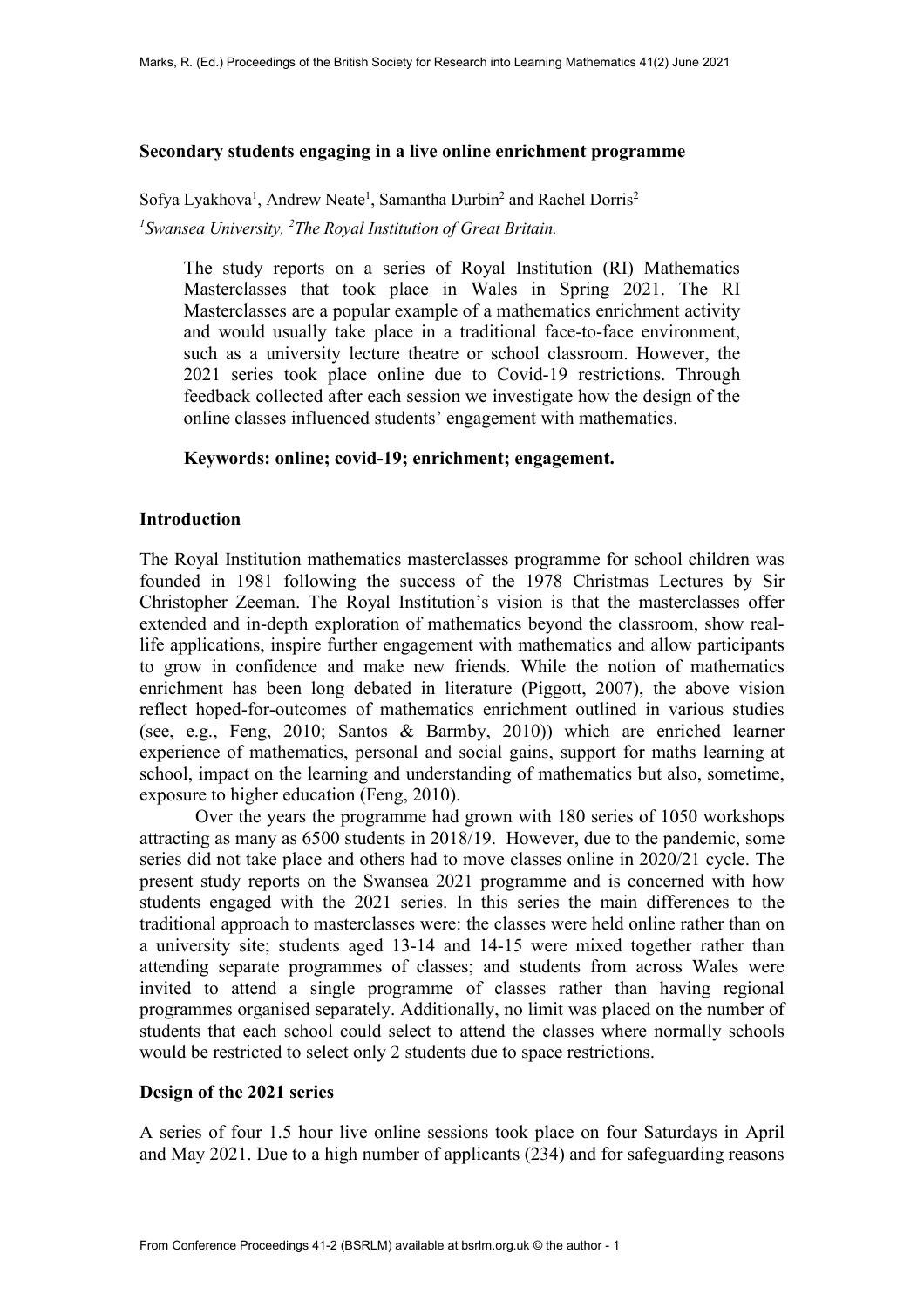## Secondary students engaging in a live online enrichment programme

Sofya Lyakhova[1], Andrew Neate[1], Samantha Durbin[2] and Rachel Dorris[2]

*[1]Swansea University, [2]The Royal Institution of Great Britain.*

> The study reports on a series of Royal Institution (RI) Mathematics Masterclasses that took place in Wales in Spring 2021. The RI Masterclasses are a popular example of a mathematics enrichment activity and would usually take place in a traditional face-to-face environment, such as a university lecture theatre or school classroom. However, the 2021 series took place online due to Covid-19 restrictions. Through feedback collected after each session we investigate how the design of the online classes influenced students' engagement with mathematics.
>
> **Keywords: online; covid-19; enrichment; engagement.**

### Introduction

The Royal Institution mathematics masterclasses programme for school children was founded in 1981 following the success of the 1978 Christmas Lectures by Sir Christopher Zeeman. The Royal Institution's vision is that the masterclasses offer extended and in-depth exploration of mathematics beyond the classroom, show real-life applications, inspire further engagement with mathematics and allow participants to grow in confidence and make new friends. While the notion of mathematics enrichment has been long debated in literature (Piggott, 2007), the above vision reflect hoped-for-outcomes of mathematics enrichment outlined in various studies (see, e.g., Feng, 2010; Santos & Barmby, 2010)) which are enriched learner experience of mathematics, personal and social gains, support for maths learning at school, impact on the learning and understanding of mathematics but also, sometime, exposure to higher education (Feng, 2010).

Over the years the programme had grown with 180 series of 1050 workshops attracting as many as 6500 students in 2018/19. However, due to the pandemic, some series did not take place and others had to move classes online in 2020/21 cycle. The present study reports on the Swansea 2021 programme and is concerned with how students engaged with the 2021 series. In this series the main differences to the traditional approach to masterclasses were: the classes were held online rather than on a university site; students aged 13-14 and 14-15 were mixed together rather than attending separate programmes of classes; and students from across Wales were invited to attend a single programme of classes rather than having regional programmes organised separately. Additionally, no limit was placed on the number of students that each school could select to attend the classes where normally schools would be restricted to select only 2 students due to space restrictions.

### Design of the 2021 series

A series of four 1.5 hour live online sessions took place on four Saturdays in April and May 2021. Due to a high number of applicants (234) and for safeguarding reasons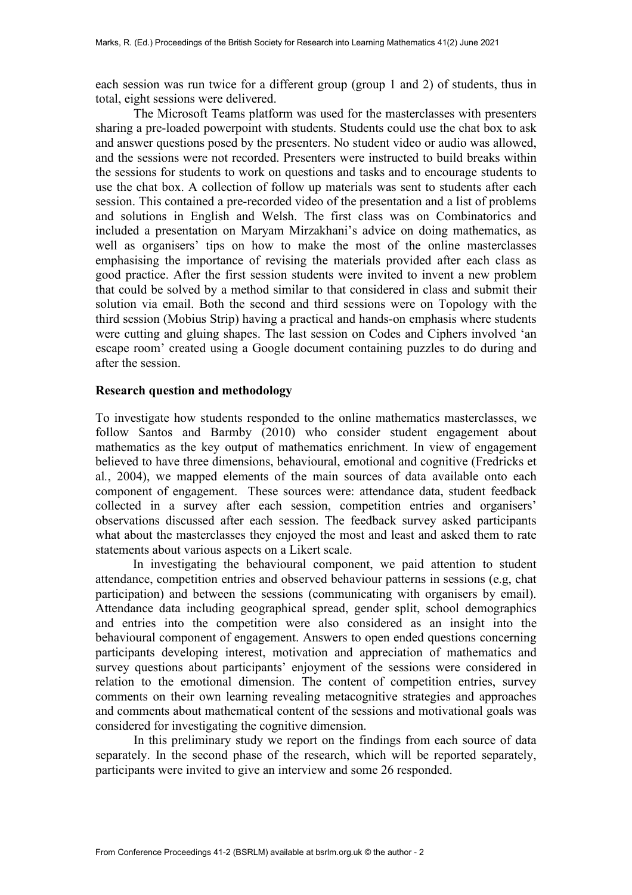each session was run twice for a different group (group 1 and 2) of students, thus in total, eight sessions were delivered.

The Microsoft Teams platform was used for the masterclasses with presenters sharing a pre-loaded powerpoint with students. Students could use the chat box to ask and answer questions posed by the presenters. No student video or audio was allowed, and the sessions were not recorded. Presenters were instructed to build breaks within the sessions for students to work on questions and tasks and to encourage students to use the chat box. A collection of follow up materials was sent to students after each session. This contained a pre-recorded video of the presentation and a list of problems and solutions in English and Welsh. The first class was on Combinatorics and included a presentation on Maryam Mirzakhani's advice on doing mathematics, as well as organisers' tips on how to make the most of the online masterclasses emphasising the importance of revising the materials provided after each class as good practice. After the first session students were invited to invent a new problem that could be solved by a method similar to that considered in class and submit their solution via email. Both the second and third sessions were on Topology with the third session (Mobius Strip) having a practical and hands-on emphasis where students were cutting and gluing shapes. The last session on Codes and Ciphers involved 'an escape room' created using a Google document containing puzzles to do during and after the session.

## Research question and methodology

To investigate how students responded to the online mathematics masterclasses, we follow Santos and Barmby (2010) who consider student engagement about mathematics as the key output of mathematics enrichment. In view of engagement believed to have three dimensions, behavioural, emotional and cognitive (Fredricks et al., 2004), we mapped elements of the main sources of data available onto each component of engagement. These sources were: attendance data, student feedback collected in a survey after each session, competition entries and organisers' observations discussed after each session. The feedback survey asked participants what about the masterclasses they enjoyed the most and least and asked them to rate statements about various aspects on a Likert scale.

In investigating the behavioural component, we paid attention to student attendance, competition entries and observed behaviour patterns in sessions (e.g, chat participation) and between the sessions (communicating with organisers by email). Attendance data including geographical spread, gender split, school demographics and entries into the competition were also considered as an insight into the behavioural component of engagement. Answers to open ended questions concerning participants developing interest, motivation and appreciation of mathematics and survey questions about participants' enjoyment of the sessions were considered in relation to the emotional dimension. The content of competition entries, survey comments on their own learning revealing metacognitive strategies and approaches and comments about mathematical content of the sessions and motivational goals was considered for investigating the cognitive dimension.

In this preliminary study we report on the findings from each source of data separately. In the second phase of the research, which will be reported separately, participants were invited to give an interview and some 26 responded.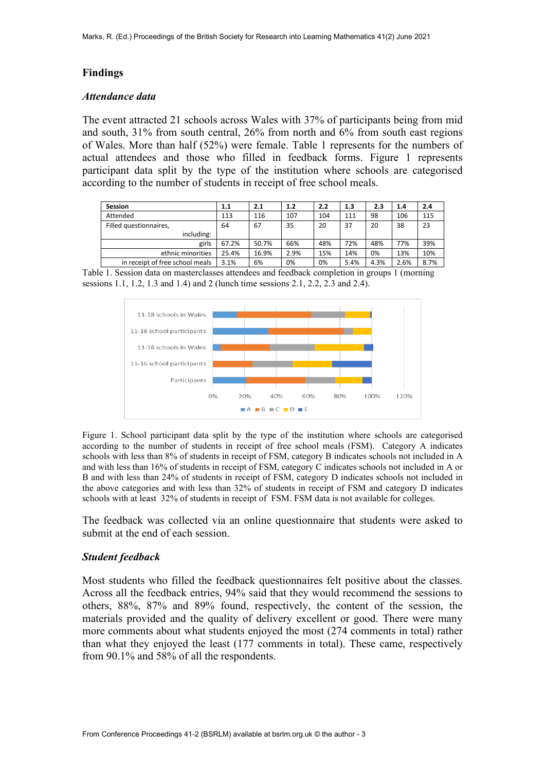## Findings

### *Attendance data*

The event attracted 21 schools across Wales with 37% of participants being from mid and south, 31% from south central, 26% from north and 6% from south east regions of Wales. More than half (52%) were female. Table 1 represents for the numbers of actual attendees and those who filled in feedback forms. Figure 1 represents participant data split by the type of the institution where schools are categorised according to the number of students in receipt of free school meals.

| Session | 1.1 | 2.1 | 1.2 | 2.2 | 1.3 | 2.3 | 1.4 | 2.4 |
|---|---|---|---|---|---|---|---|---|
| Attended | 113 | 116 | 107 | 104 | 111 | 98 | 106 | 115 |
| Filled questionnaires, including: | 64 | 67 | 35 | 20 | 37 | 20 | 38 | 23 |
| girls | 67.2% | 50.7% | 66% | 48% | 72% | 48% | 77% | 39% |
| ethnic minorities | 25.4% | 16.9% | 2.9% | 15% | 14% | 0% | 13% | 10% |
| in receipt of free school meals | 3.1% | 6% | 0% | 0% | 5.4% | 4.3% | 2.6% | 8.7% |

Table 1. Session data on masterclasses attendees and feedback completion in groups 1 (morning sessions 1.1, 1.2, 1.3 and 1.4) and 2 (lunch time sessions 2.1, 2.2, 2.3 and 2.4).

11-18 schools in Wales
11-18 school participants
11-16 schools in Wales
11-16 school participants
Participants
0% 20% 40% 60% 80% 100% 120%
A B C D E

Figure 1. School participant data split by the type of the institution where schools are categorised according to the number of students in receipt of free school meals (FSM). Category A indicates schools with less than 8% of students in receipt of FSM, category B indicates schools not included in A and with less than 16% of students in receipt of FSM, category C indicates schools not included in A or B and with less than 24% of students in receipt of FSM, category D indicates schools not included in the above categories and with less than 32% of students in receipt of FSM and category D indicates schools with at least 32% of students in receipt of FSM. FSM data is not available for colleges.

The feedback was collected via an online questionnaire that students were asked to submit at the end of each session.

### *Student feedback*

Most students who filled the feedback questionnaires felt positive about the classes. Across all the feedback entries, 94% said that they would recommend the sessions to others, 88%, 87% and 89% found, respectively, the content of the session, the materials provided and the quality of delivery excellent or good. There were many more comments about what students enjoyed the most (274 comments in total) rather than what they enjoyed the least (177 comments in total). These came, respectively from 90.1% and 58% of all the respondents.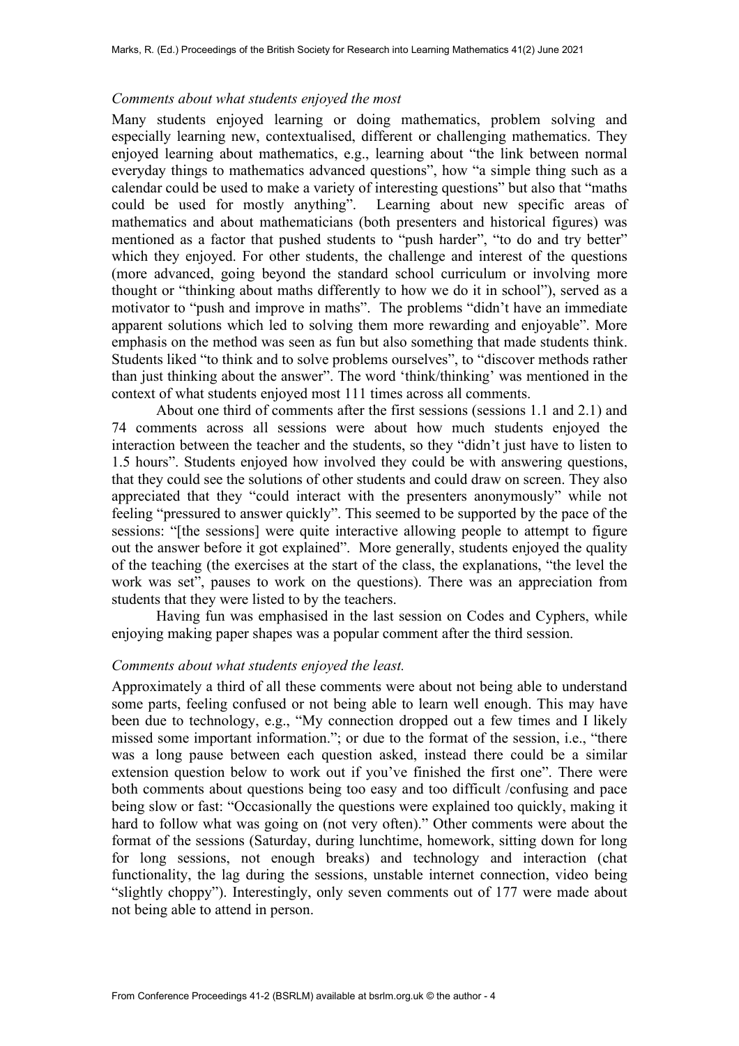### *Comments about what students enjoyed the most*

Many students enjoyed learning or doing mathematics, problem solving and especially learning new, contextualised, different or challenging mathematics. They enjoyed learning about mathematics, e.g., learning about "the link between normal everyday things to mathematics advanced questions", how "a simple thing such as a calendar could be used to make a variety of interesting questions" but also that "maths could be used for mostly anything". Learning about new specific areas of mathematics and about mathematicians (both presenters and historical figures) was mentioned as a factor that pushed students to "push harder", "to do and try better" which they enjoyed. For other students, the challenge and interest of the questions (more advanced, going beyond the standard school curriculum or involving more thought or "thinking about maths differently to how we do it in school"), served as a motivator to "push and improve in maths". The problems "didn't have an immediate apparent solutions which led to solving them more rewarding and enjoyable". More emphasis on the method was seen as fun but also something that made students think. Students liked "to think and to solve problems ourselves", to "discover methods rather than just thinking about the answer". The word 'think/thinking' was mentioned in the context of what students enjoyed most 111 times across all comments.

About one third of comments after the first sessions (sessions 1.1 and 2.1) and 74 comments across all sessions were about how much students enjoyed the interaction between the teacher and the students, so they "didn't just have to listen to 1.5 hours". Students enjoyed how involved they could be with answering questions, that they could see the solutions of other students and could draw on screen. They also appreciated that they "could interact with the presenters anonymously" while not feeling "pressured to answer quickly". This seemed to be supported by the pace of the sessions: "[the sessions] were quite interactive allowing people to attempt to figure out the answer before it got explained". More generally, students enjoyed the quality of the teaching (the exercises at the start of the class, the explanations, "the level the work was set", pauses to work on the questions). There was an appreciation from students that they were listed to by the teachers.

Having fun was emphasised in the last session on Codes and Cyphers, while enjoying making paper shapes was a popular comment after the third session.

### *Comments about what students enjoyed the least.*

Approximately a third of all these comments were about not being able to understand some parts, feeling confused or not being able to learn well enough. This may have been due to technology, e.g., "My connection dropped out a few times and I likely missed some important information."; or due to the format of the session, i.e., "there was a long pause between each question asked, instead there could be a similar extension question below to work out if you've finished the first one". There were both comments about questions being too easy and too difficult /confusing and pace being slow or fast: "Occasionally the questions were explained too quickly, making it hard to follow what was going on (not very often)." Other comments were about the format of the sessions (Saturday, during lunchtime, homework, sitting down for long for long sessions, not enough breaks) and technology and interaction (chat functionality, the lag during the sessions, unstable internet connection, video being "slightly choppy"). Interestingly, only seven comments out of 177 were made about not being able to attend in person.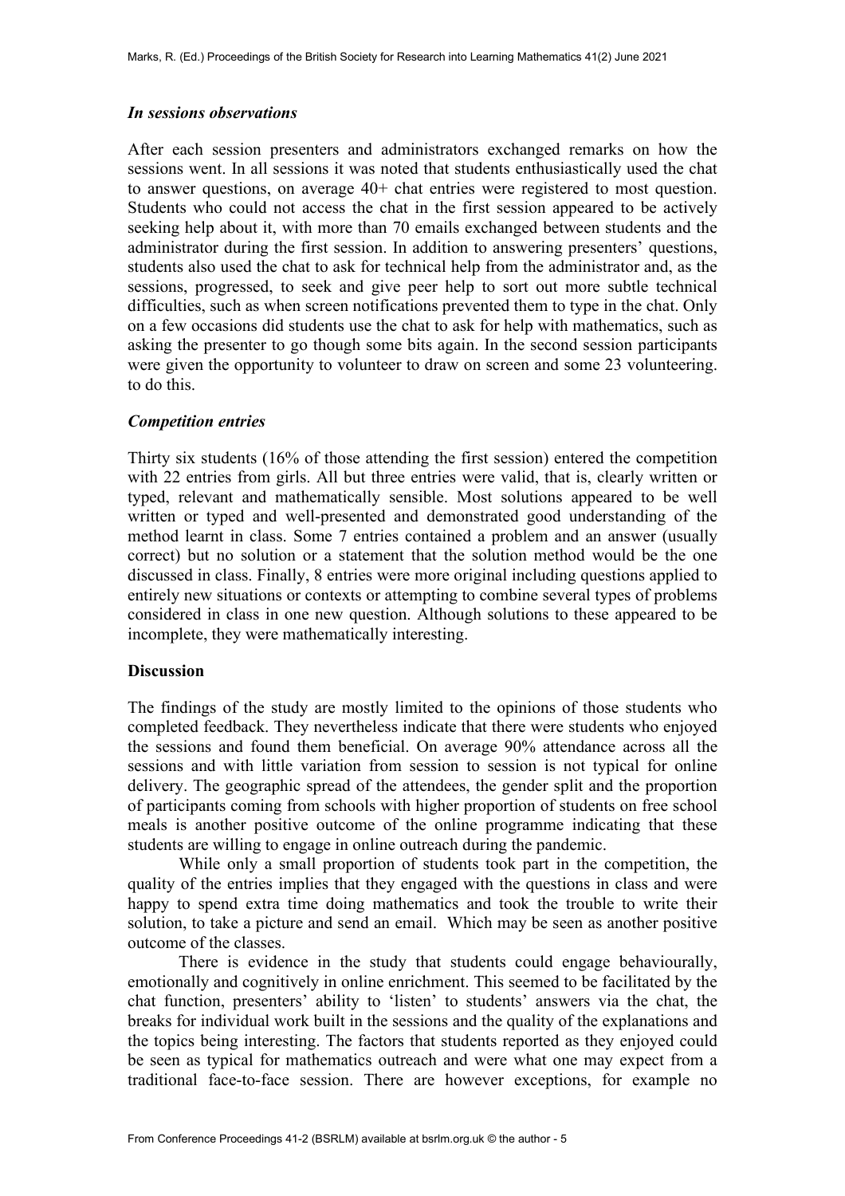### *In sessions observations*

After each session presenters and administrators exchanged remarks on how the sessions went. In all sessions it was noted that students enthusiastically used the chat to answer questions, on average 40+ chat entries were registered to most question. Students who could not access the chat in the first session appeared to be actively seeking help about it, with more than 70 emails exchanged between students and the administrator during the first session. In addition to answering presenters' questions, students also used the chat to ask for technical help from the administrator and, as the sessions, progressed, to seek and give peer help to sort out more subtle technical difficulties, such as when screen notifications prevented them to type in the chat. Only on a few occasions did students use the chat to ask for help with mathematics, such as asking the presenter to go though some bits again. In the second session participants were given the opportunity to volunteer to draw on screen and some 23 volunteering. to do this.

### *Competition entries*

Thirty six students (16% of those attending the first session) entered the competition with 22 entries from girls. All but three entries were valid, that is, clearly written or typed, relevant and mathematically sensible. Most solutions appeared to be well written or typed and well-presented and demonstrated good understanding of the method learnt in class. Some 7 entries contained a problem and an answer (usually correct) but no solution or a statement that the solution method would be the one discussed in class. Finally, 8 entries were more original including questions applied to entirely new situations or contexts or attempting to combine several types of problems considered in class in one new question. Although solutions to these appeared to be incomplete, they were mathematically interesting.

## Discussion

The findings of the study are mostly limited to the opinions of those students who completed feedback. They nevertheless indicate that there were students who enjoyed the sessions and found them beneficial. On average 90% attendance across all the sessions and with little variation from session to session is not typical for online delivery. The geographic spread of the attendees, the gender split and the proportion of participants coming from schools with higher proportion of students on free school meals is another positive outcome of the online programme indicating that these students are willing to engage in online outreach during the pandemic.

While only a small proportion of students took part in the competition, the quality of the entries implies that they engaged with the questions in class and were happy to spend extra time doing mathematics and took the trouble to write their solution, to take a picture and send an email. Which may be seen as another positive outcome of the classes.

There is evidence in the study that students could engage behaviourally, emotionally and cognitively in online enrichment. This seemed to be facilitated by the chat function, presenters' ability to 'listen' to students' answers via the chat, the breaks for individual work built in the sessions and the quality of the explanations and the topics being interesting. The factors that students reported as they enjoyed could be seen as typical for mathematics outreach and were what one may expect from a traditional face-to-face session. There are however exceptions, for example no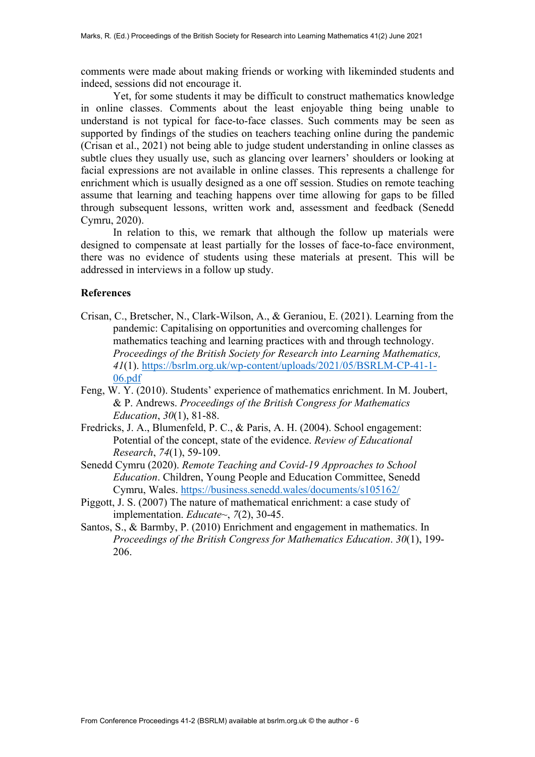comments were made about making friends or working with likeminded students and indeed, sessions did not encourage it.

Yet, for some students it may be difficult to construct mathematics knowledge in online classes. Comments about the least enjoyable thing being unable to understand is not typical for face-to-face classes. Such comments may be seen as supported by findings of the studies on teachers teaching online during the pandemic (Crisan et al., 2021) not being able to judge student understanding in online classes as subtle clues they usually use, such as glancing over learners' shoulders or looking at facial expressions are not available in online classes. This represents a challenge for enrichment which is usually designed as a one off session. Studies on remote teaching assume that learning and teaching happens over time allowing for gaps to be filled through subsequent lessons, written work and, assessment and feedback (Senedd Cymru, 2020).

In relation to this, we remark that although the follow up materials were designed to compensate at least partially for the losses of face-to-face environment, there was no evidence of students using these materials at present. This will be addressed in interviews in a follow up study.

## References

- Crisan, C., Bretscher, N., Clark-Wilson, A., & Geraniou, E. (2021). Learning from the pandemic: Capitalising on opportunities and overcoming challenges for mathematics teaching and learning practices with and through technology. *Proceedings of the British Society for Research into Learning Mathematics, 41*(1). https://bsrlm.org.uk/wp-content/uploads/2021/05/BSRLM-CP-41-1-06.pdf
- Feng, W. Y. (2010). Students' experience of mathematics enrichment. In M. Joubert, & P. Andrews. *Proceedings of the British Congress for Mathematics Education*, *30*(1), 81-88.
- Fredricks, J. A., Blumenfeld, P. C., & Paris, A. H. (2004). School engagement: Potential of the concept, state of the evidence. *Review of Educational Research*, *74*(1), 59-109.
- Senedd Cymru (2020). *Remote Teaching and Covid-19 Approaches to School Education*. Children, Young People and Education Committee, Senedd Cymru, Wales. https://business.senedd.wales/documents/s105162/
- Piggott, J. S. (2007) The nature of mathematical enrichment: a case study of implementation. *Educate~*, *7*(2), 30-45.
- Santos, S., & Barmby, P. (2010) Enrichment and engagement in mathematics. In *Proceedings of the British Congress for Mathematics Education*. *30*(1), 199-206.